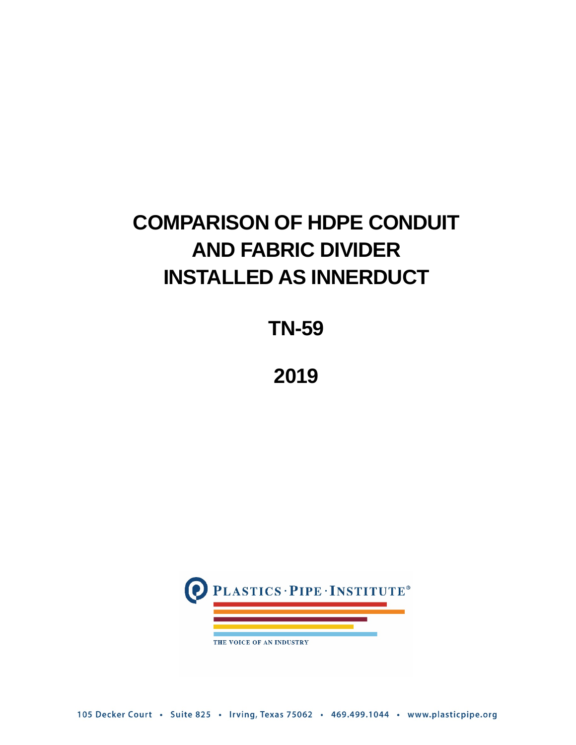# COMPARISON OF HDPE CONDUIT AND FABRIC DIVIDER INSTALLED AS INNERDUCT

## TN-59

## 2019

PLASTICS · PIPE · INSTITUTE®

THE VOICE OF AN INDUSTRY

105 Decker Court • Suite 825 • Irving, Texas 75062 • 469.499.1044 • www.plasticpipe.org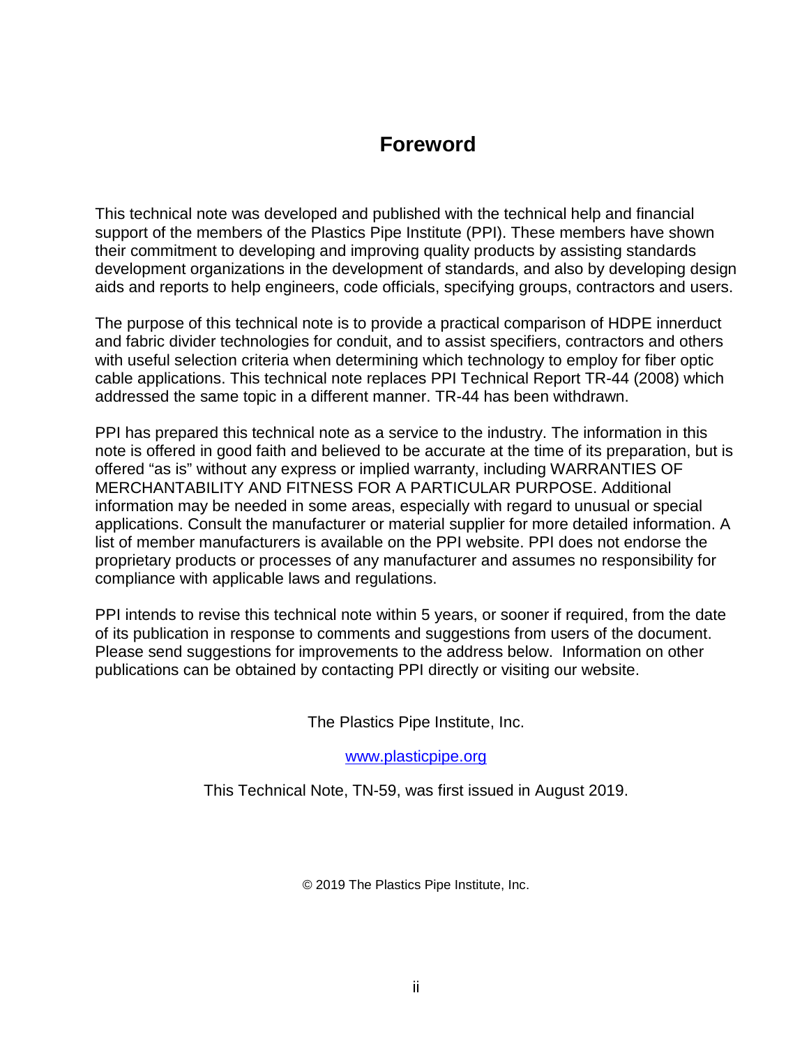# Foreword

This technical note was developed and published with the technical help and financial support of the members of the Plastics Pipe Institute (PPI). These members have shown their commitment to developing and improving quality products by assisting standards development organizations in the development of standards, and also by developing design aids and reports to help engineers, code officials, specifying groups, contractors and users.

The purpose of this technical note is to provide a practical comparison of HDPE innerduct and fabric divider technologies for conduit, and to assist specifiers, contractors and others with useful selection criteria when determining which technology to employ for fiber optic cable applications. This technical note replaces PPI Technical Report TR-44 (2008) which addressed the same topic in a different manner. TR-44 has been withdrawn.

PPI has prepared this technical note as a service to the industry. The information in this note is offered in good faith and believed to be accurate at the time of its preparation, but is offered "as is" without any express or implied warranty, including WARRANTIES OF MERCHANTABILITY AND FITNESS FOR A PARTICULAR PURPOSE. Additional information may be needed in some areas, especially with regard to unusual or special applications. Consult the manufacturer or material supplier for more detailed information. A list of member manufacturers is available on the PPI website. PPI does not endorse the proprietary products or processes of any manufacturer and assumes no responsibility for compliance with applicable laws and regulations.

PPI intends to revise this technical note within 5 years, or sooner if required, from the date of its publication in response to comments and suggestions from users of the document. Please send suggestions for improvements to the address below. Information on other publications can be obtained by contacting PPI directly or visiting our website.

The Plastics Pipe Institute, Inc.

[www.plasticpipe.org](http://www.plasticpipe.org)

This Technical Note, TN-59, was first issued in August 2019.

© 2019 The Plastics Pipe Institute, Inc.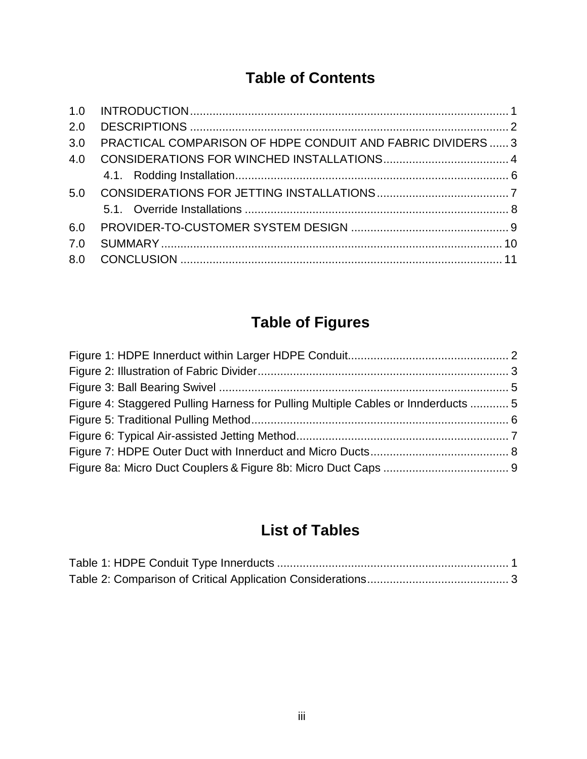# Table of Contents

1.0 INTRODUCTION ........................................................................................ 1
2.0 DESCRIPTIONS ......................................................................................... 2
3.0 PRACTICAL COMPARISON OF HDPE CONDUIT AND FABRIC DIVIDERS ...... 3
4.0 CONSIDERATIONS FOR WINCHED INSTALLATIONS ....................................... 4
  4.1. Rodding Installation ................................................................................ 6
5.0 CONSIDERATIONS FOR JETTING INSTALLATIONS ......................................... 7
  5.1. Override Installations ............................................................................. 8
6.0 PROVIDER-TO-CUSTOMER SYSTEM DESIGN ................................................. 9
7.0 SUMMARY ................................................................................................ 10
8.0 CONCLUSION ........................................................................................... 11

# Table of Figures

Figure 1: HDPE Innerduct within Larger HDPE Conduit .................................................. 2
Figure 2: Illustration of Fabric Divider .............................................................................. 3
Figure 3: Ball Bearing Swivel ........................................................................................... 5
Figure 4: Staggered Pulling Harness for Pulling Multiple Cables or Innderducts ............ 5
Figure 5: Traditional Pulling Method ................................................................................ 6
Figure 6: Typical Air-assisted Jetting Method .................................................................. 7
Figure 7: HDPE Outer Duct with Innerduct and Micro Ducts ........................................... 8
Figure 8a: Micro Duct Couplers & Figure 8b: Micro Duct Caps ....................................... 9

# List of Tables

Table 1: HDPE Conduit Type Innerducts ........................................................................ 1
Table 2: Comparison of Critical Application Considerations ............................................ 3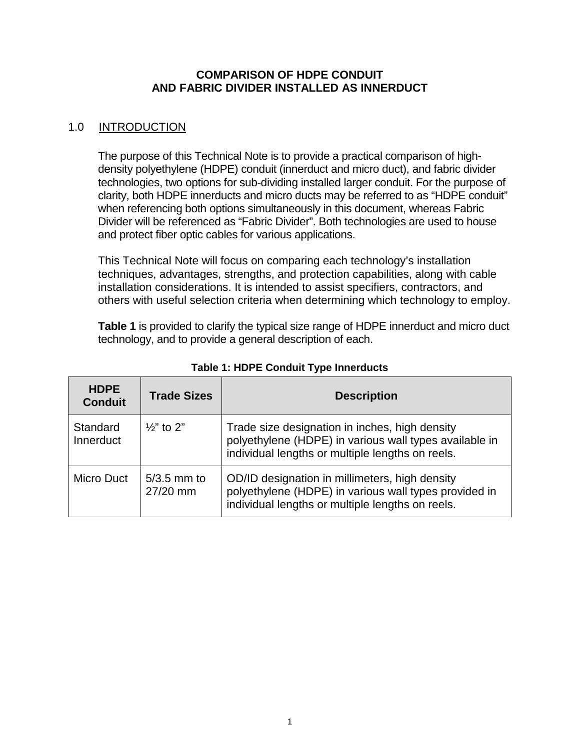# COMPARISON OF HDPE CONDUIT AND FABRIC DIVIDER INSTALLED AS INNERDUCT

## 1.0 INTRODUCTION

The purpose of this Technical Note is to provide a practical comparison of high-density polyethylene (HDPE) conduit (innerduct and micro duct), and fabric divider technologies, two options for sub-dividing installed larger conduit. For the purpose of clarity, both HDPE innerducts and micro ducts may be referred to as "HDPE conduit" when referencing both options simultaneously in this document, whereas Fabric Divider will be referenced as "Fabric Divider". Both technologies are used to house and protect fiber optic cables for various applications.

This Technical Note will focus on comparing each technology's installation techniques, advantages, strengths, and protection capabilities, along with cable installation considerations. It is intended to assist specifiers, contractors, and others with useful selection criteria when determining which technology to employ.

**Table 1** is provided to clarify the typical size range of HDPE innerduct and micro duct technology, and to provide a general description of each.

**Table 1: HDPE Conduit Type Innerducts**

| HDPE Conduit | Trade Sizes | Description |
|---|---|---|
| Standard Innerduct | ½" to 2" | Trade size designation in inches, high density polyethylene (HDPE) in various wall types available in individual lengths or multiple lengths on reels. |
| Micro Duct | 5/3.5 mm to 27/20 mm | OD/ID designation in millimeters, high density polyethylene (HDPE) in various wall types provided in individual lengths or multiple lengths on reels. |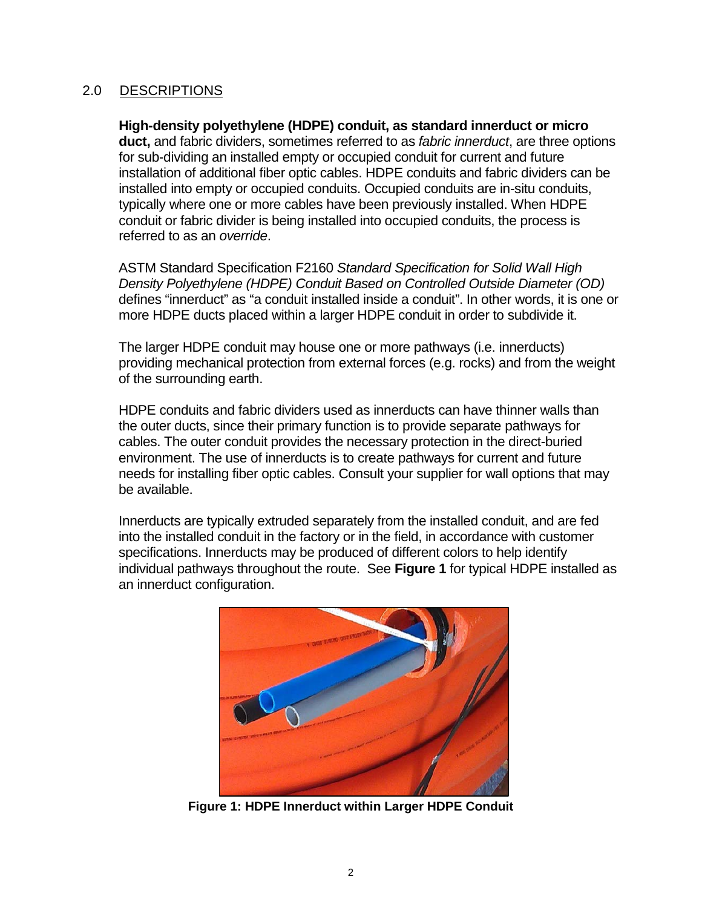## 2.0 DESCRIPTIONS

**High-density polyethylene (HDPE) conduit, as standard innerduct or micro duct,** and fabric dividers, sometimes referred to as *fabric innerduct*, are three options for sub-dividing an installed empty or occupied conduit for current and future installation of additional fiber optic cables. HDPE conduits and fabric dividers can be installed into empty or occupied conduits. Occupied conduits are in-situ conduits, typically where one or more cables have been previously installed. When HDPE conduit or fabric divider is being installed into occupied conduits, the process is referred to as an *override*.

ASTM Standard Specification F2160 *Standard Specification for Solid Wall High Density Polyethylene (HDPE) Conduit Based on Controlled Outside Diameter (OD)* defines "innerduct" as "a conduit installed inside a conduit". In other words, it is one or more HDPE ducts placed within a larger HDPE conduit in order to subdivide it.

The larger HDPE conduit may house one or more pathways (i.e. innerducts) providing mechanical protection from external forces (e.g. rocks) and from the weight of the surrounding earth.

HDPE conduits and fabric dividers used as innerducts can have thinner walls than the outer ducts, since their primary function is to provide separate pathways for cables. The outer conduit provides the necessary protection in the direct-buried environment. The use of innerducts is to create pathways for current and future needs for installing fiber optic cables. Consult your supplier for wall options that may be available.

Innerducts are typically extruded separately from the installed conduit, and are fed into the installed conduit in the factory or in the field, in accordance with customer specifications. Innerducts may be produced of different colors to help identify individual pathways throughout the route. See **Figure 1** for typical HDPE installed as an innerduct configuration.

**Figure 1: HDPE Innerduct within Larger HDPE Conduit**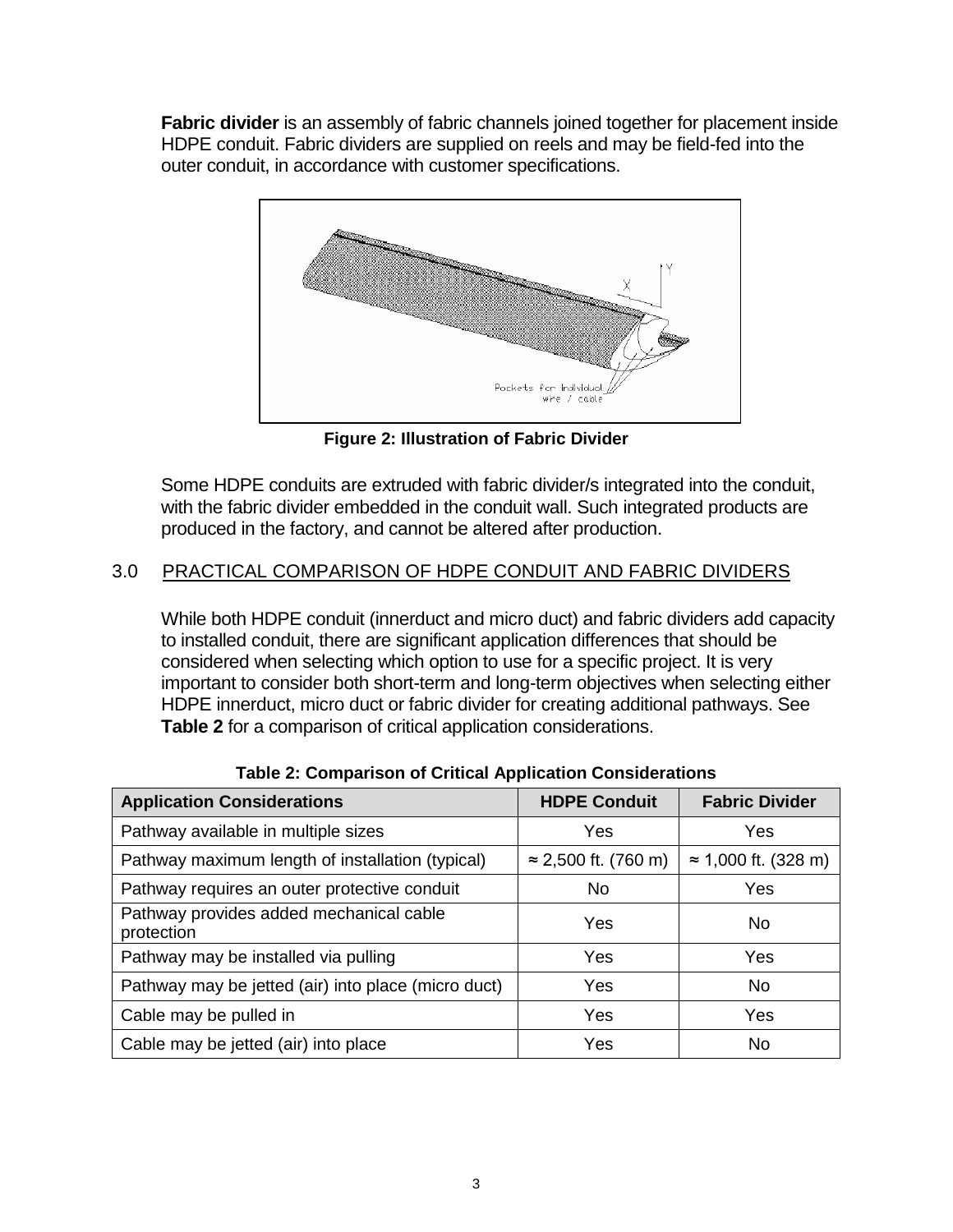**Fabric divider** is an assembly of fabric channels joined together for placement inside HDPE conduit. Fabric dividers are supplied on reels and may be field-fed into the outer conduit, in accordance with customer specifications.

**Figure 2: Illustration of Fabric Divider**

Some HDPE conduits are extruded with fabric divider/s integrated into the conduit, with the fabric divider embedded in the conduit wall. Such integrated products are produced in the factory, and cannot be altered after production.

## 3.0 PRACTICAL COMPARISON OF HDPE CONDUIT AND FABRIC DIVIDERS

While both HDPE conduit (innerduct and micro duct) and fabric dividers add capacity to installed conduit, there are significant application differences that should be considered when selecting which option to use for a specific project. It is very important to consider both short-term and long-term objectives when selecting either HDPE innerduct, micro duct or fabric divider for creating additional pathways. See **Table 2** for a comparison of critical application considerations.

**Table 2: Comparison of Critical Application Considerations**

| Application Considerations | HDPE Conduit | Fabric Divider |
|---|---|---|
| Pathway available in multiple sizes | Yes | Yes |
| Pathway maximum length of installation (typical) | ≈ 2,500 ft. (760 m) | ≈ 1,000 ft. (328 m) |
| Pathway requires an outer protective conduit | No | Yes |
| Pathway provides added mechanical cable protection | Yes | No |
| Pathway may be installed via pulling | Yes | Yes |
| Pathway may be jetted (air) into place (micro duct) | Yes | No |
| Cable may be pulled in | Yes | Yes |
| Cable may be jetted (air) into place | Yes | No |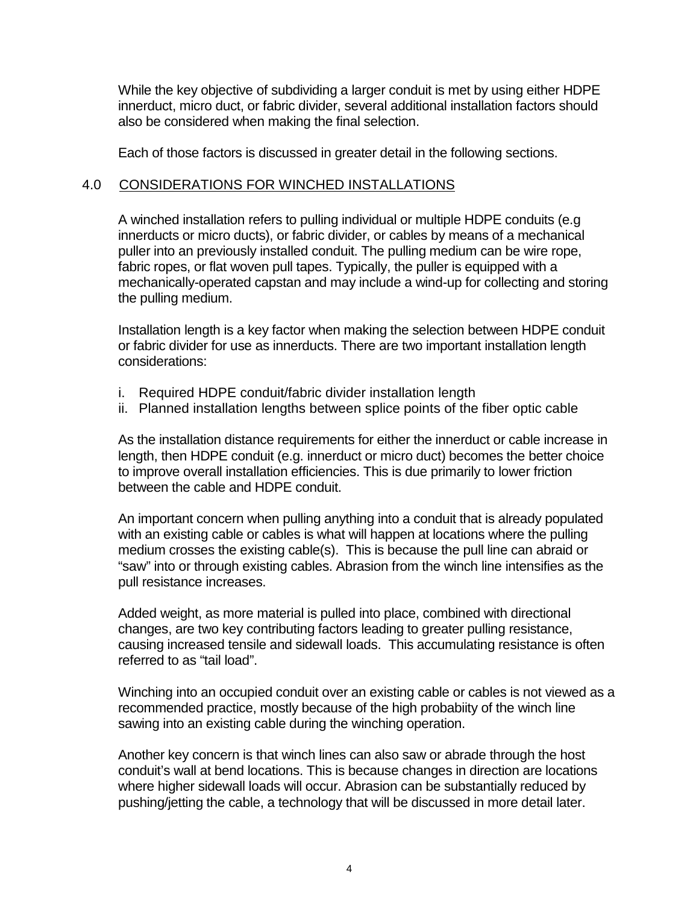While the key objective of subdividing a larger conduit is met by using either HDPE innerduct, micro duct, or fabric divider, several additional installation factors should also be considered when making the final selection.

Each of those factors is discussed in greater detail in the following sections.

## 4.0 CONSIDERATIONS FOR WINCHED INSTALLATIONS

A winched installation refers to pulling individual or multiple HDPE conduits (e.g innerducts or micro ducts), or fabric divider, or cables by means of a mechanical puller into an previously installed conduit. The pulling medium can be wire rope, fabric ropes, or flat woven pull tapes. Typically, the puller is equipped with a mechanically-operated capstan and may include a wind-up for collecting and storing the pulling medium.

Installation length is a key factor when making the selection between HDPE conduit or fabric divider for use as innerducts. There are two important installation length considerations:

i. Required HDPE conduit/fabric divider installation length
ii. Planned installation lengths between splice points of the fiber optic cable

As the installation distance requirements for either the innerduct or cable increase in length, then HDPE conduit (e.g. innerduct or micro duct) becomes the better choice to improve overall installation efficiencies. This is due primarily to lower friction between the cable and HDPE conduit.

An important concern when pulling anything into a conduit that is already populated with an existing cable or cables is what will happen at locations where the pulling medium crosses the existing cable(s). This is because the pull line can abraid or "saw" into or through existing cables. Abrasion from the winch line intensifies as the pull resistance increases.

Added weight, as more material is pulled into place, combined with directional changes, are two key contributing factors leading to greater pulling resistance, causing increased tensile and sidewall loads. This accumulating resistance is often referred to as "tail load".

Winching into an occupied conduit over an existing cable or cables is not viewed as a recommended practice, mostly because of the high probabiity of the winch line sawing into an existing cable during the winching operation.

Another key concern is that winch lines can also saw or abrade through the host conduit's wall at bend locations. This is because changes in direction are locations where higher sidewall loads will occur. Abrasion can be substantially reduced by pushing/jetting the cable, a technology that will be discussed in more detail later.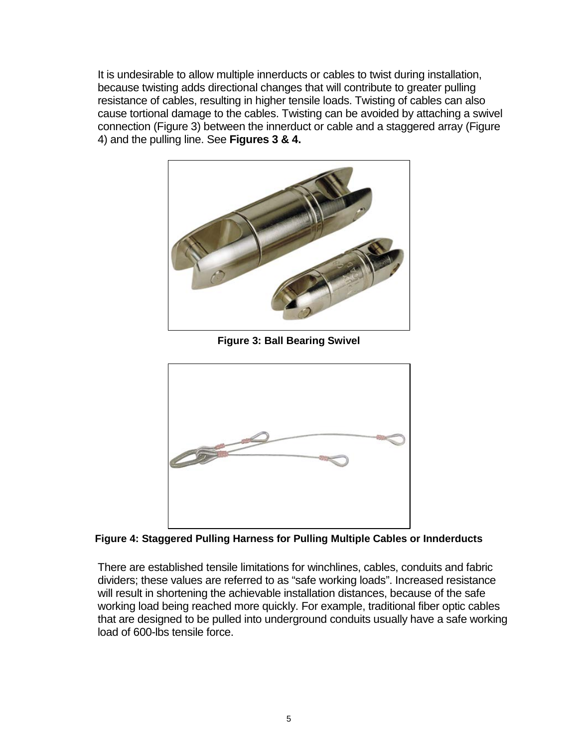It is undesirable to allow multiple innerducts or cables to twist during installation, because twisting adds directional changes that will contribute to greater pulling resistance of cables, resulting in higher tensile loads. Twisting of cables can also cause tortional damage to the cables. Twisting can be avoided by attaching a swivel connection (Figure 3) between the innerduct or cable and a staggered array (Figure 4) and the pulling line. See **Figures 3 & 4.**

**Figure 3: Ball Bearing Swivel**

**Figure 4: Staggered Pulling Harness for Pulling Multiple Cables or Innderducts**

There are established tensile limitations for winchlines, cables, conduits and fabric dividers; these values are referred to as "safe working loads". Increased resistance will result in shortening the achievable installation distances, because of the safe working load being reached more quickly. For example, traditional fiber optic cables that are designed to be pulled into underground conduits usually have a safe working load of 600-lbs tensile force.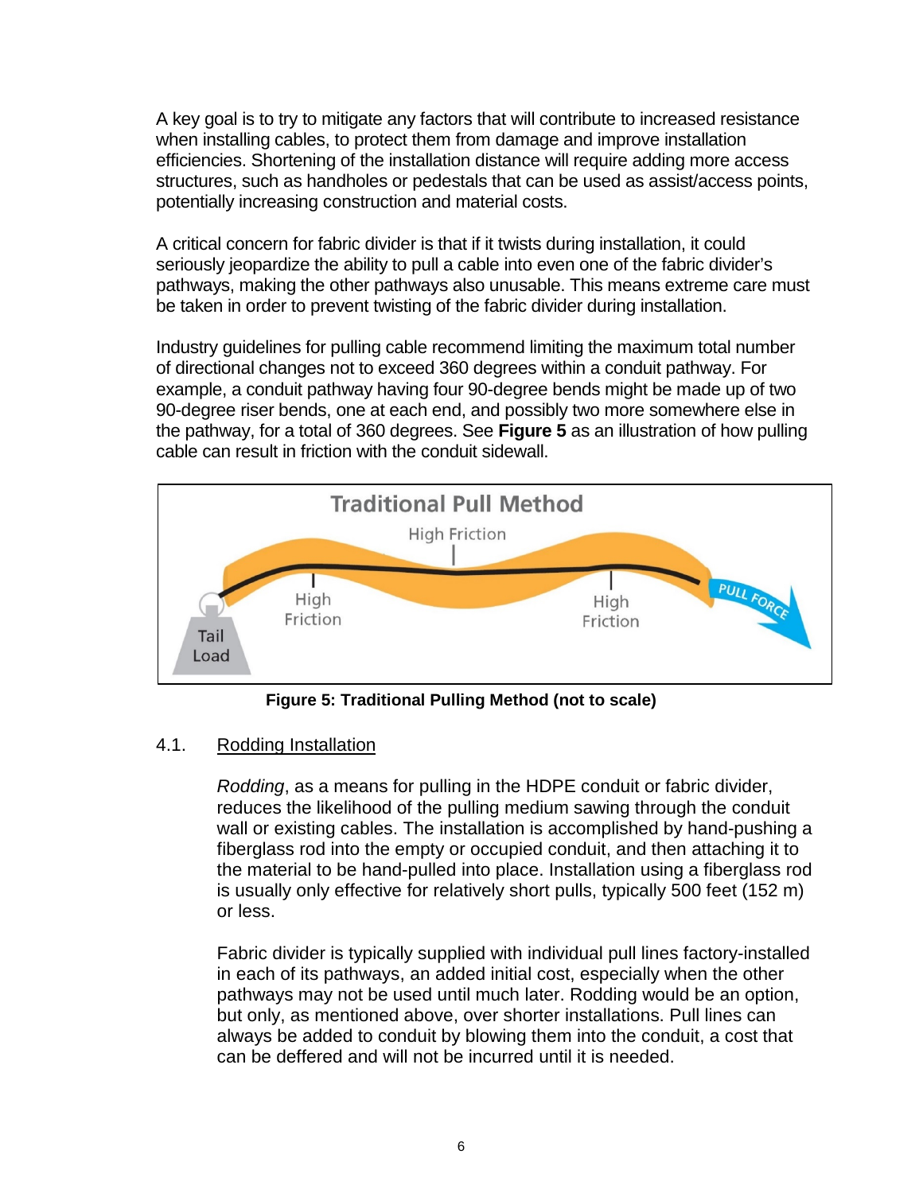A key goal is to try to mitigate any factors that will contribute to increased resistance when installing cables, to protect them from damage and improve installation efficiencies. Shortening of the installation distance will require adding more access structures, such as handholes or pedestals that can be used as assist/access points, potentially increasing construction and material costs.

A critical concern for fabric divider is that if it twists during installation, it could seriously jeopardize the ability to pull a cable into even one of the fabric divider's pathways, making the other pathways also unusable. This means extreme care must be taken in order to prevent twisting of the fabric divider during installation.

Industry guidelines for pulling cable recommend limiting the maximum total number of directional changes not to exceed 360 degrees within a conduit pathway. For example, a conduit pathway having four 90-degree bends might be made up of two 90-degree riser bends, one at each end, and possibly two more somewhere else in the pathway, for a total of 360 degrees. See **Figure 5** as an illustration of how pulling cable can result in friction with the conduit sidewall.

**Figure 5: Traditional Pulling Method (not to scale)**

## 4.1. Rodding Installation

*Rodding*, as a means for pulling in the HDPE conduit or fabric divider, reduces the likelihood of the pulling medium sawing through the conduit wall or existing cables. The installation is accomplished by hand-pushing a fiberglass rod into the empty or occupied conduit, and then attaching it to the material to be hand-pulled into place. Installation using a fiberglass rod is usually only effective for relatively short pulls, typically 500 feet (152 m) or less.

Fabric divider is typically supplied with individual pull lines factory-installed in each of its pathways, an added initial cost, especially when the other pathways may not be used until much later. Rodding would be an option, but only, as mentioned above, over shorter installations. Pull lines can always be added to conduit by blowing them into the conduit, a cost that can be deffered and will not be incurred until it is needed.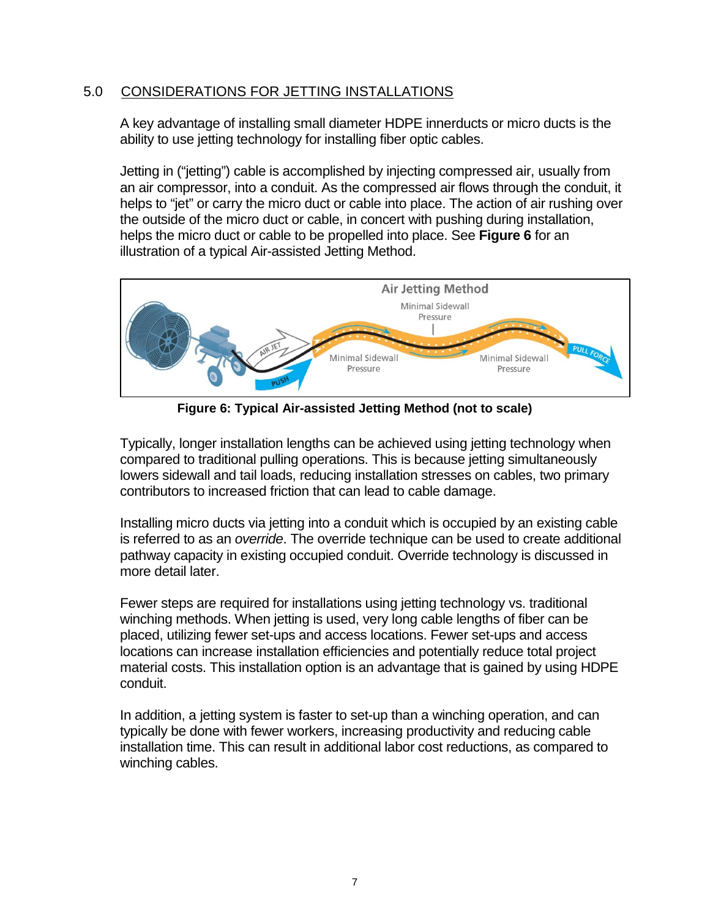## 5.0 CONSIDERATIONS FOR JETTING INSTALLATIONS

A key advantage of installing small diameter HDPE innerducts or micro ducts is the ability to use jetting technology for installing fiber optic cables.

Jetting in ("jetting") cable is accomplished by injecting compressed air, usually from an air compressor, into a conduit. As the compressed air flows through the conduit, it helps to "jet" or carry the micro duct or cable into place. The action of air rushing over the outside of the micro duct or cable, in concert with pushing during installation, helps the micro duct or cable to be propelled into place. See **Figure 6** for an illustration of a typical Air-assisted Jetting Method.

**Figure 6: Typical Air-assisted Jetting Method (not to scale)**

Typically, longer installation lengths can be achieved using jetting technology when compared to traditional pulling operations. This is because jetting simultaneously lowers sidewall and tail loads, reducing installation stresses on cables, two primary contributors to increased friction that can lead to cable damage.

Installing micro ducts via jetting into a conduit which is occupied by an existing cable is referred to as an *override*. The override technique can be used to create additional pathway capacity in existing occupied conduit. Override technology is discussed in more detail later.

Fewer steps are required for installations using jetting technology vs. traditional winching methods. When jetting is used, very long cable lengths of fiber can be placed, utilizing fewer set-ups and access locations. Fewer set-ups and access locations can increase installation efficiencies and potentially reduce total project material costs. This installation option is an advantage that is gained by using HDPE conduit.

In addition, a jetting system is faster to set-up than a winching operation, and can typically be done with fewer workers, increasing productivity and reducing cable installation time. This can result in additional labor cost reductions, as compared to winching cables.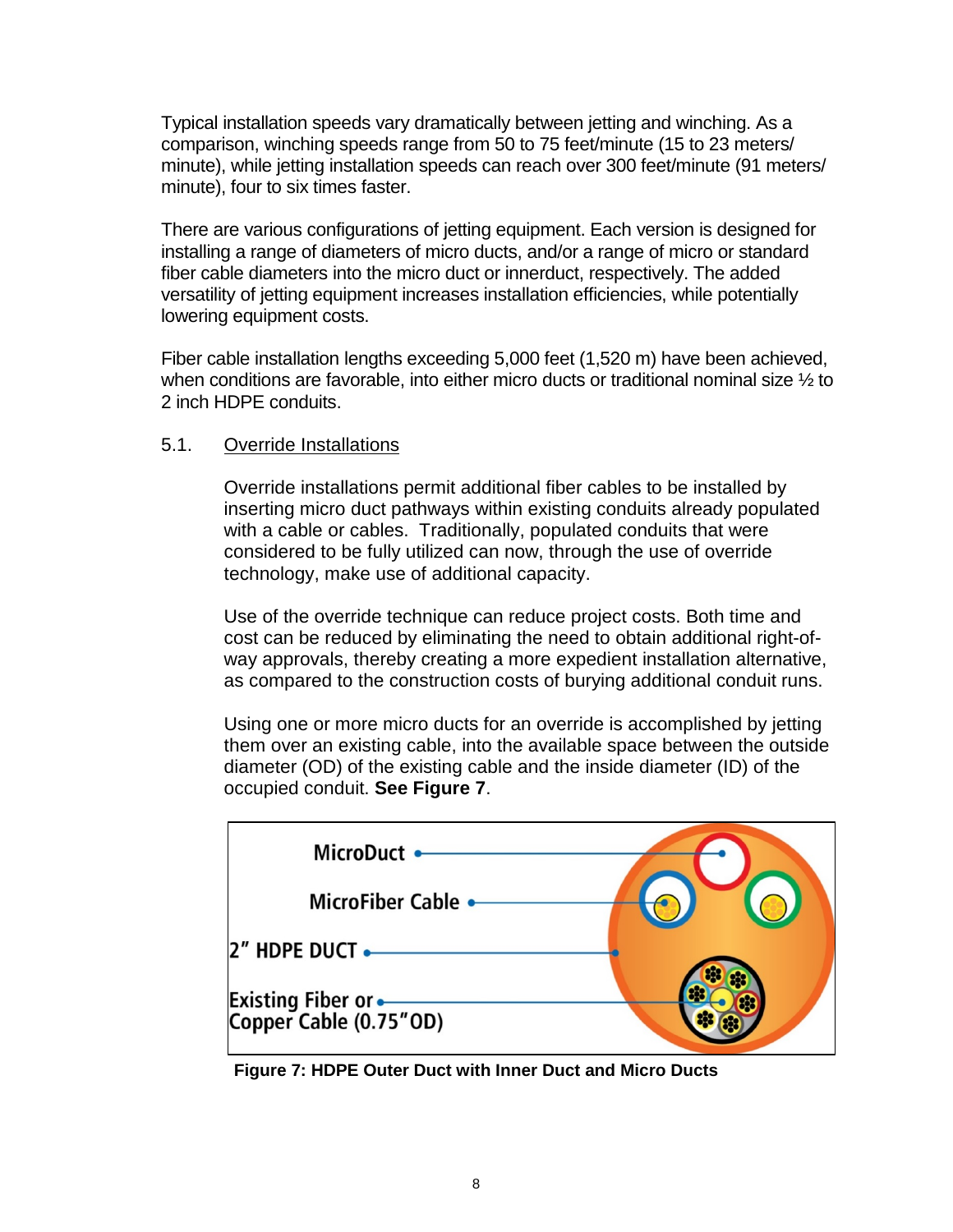Typical installation speeds vary dramatically between jetting and winching. As a comparison, winching speeds range from 50 to 75 feet/minute (15 to 23 meters/minute), while jetting installation speeds can reach over 300 feet/minute (91 meters/minute), four to six times faster.

There are various configurations of jetting equipment. Each version is designed for installing a range of diameters of micro ducts, and/or a range of micro or standard fiber cable diameters into the micro duct or innerduct, respectively. The added versatility of jetting equipment increases installation efficiencies, while potentially lowering equipment costs.

Fiber cable installation lengths exceeding 5,000 feet (1,520 m) have been achieved, when conditions are favorable, into either micro ducts or traditional nominal size ½ to 2 inch HDPE conduits.

## 5.1. Override Installations

Override installations permit additional fiber cables to be installed by inserting micro duct pathways within existing conduits already populated with a cable or cables. Traditionally, populated conduits that were considered to be fully utilized can now, through the use of override technology, make use of additional capacity.

Use of the override technique can reduce project costs. Both time and cost can be reduced by eliminating the need to obtain additional right-of-way approvals, thereby creating a more expedient installation alternative, as compared to the construction costs of burying additional conduit runs.

Using one or more micro ducts for an override is accomplished by jetting them over an existing cable, into the available space between the outside diameter (OD) of the existing cable and the inside diameter (ID) of the occupied conduit. **See Figure 7**.

MicroDuct

MicroFiber Cable

2″ HDPE DUCT

Existing Fiber or Copper Cable (0.75″OD)

**Figure 7: HDPE Outer Duct with Inner Duct and Micro Ducts**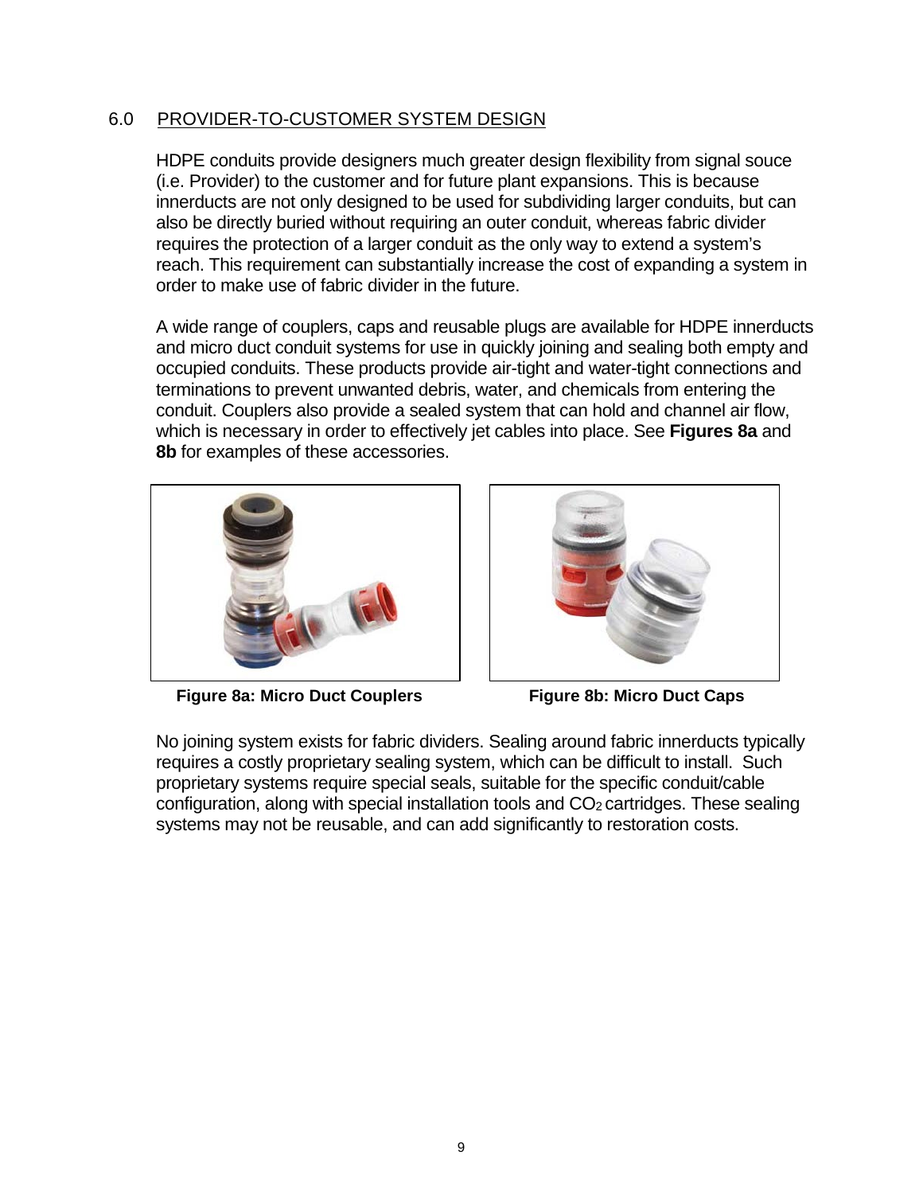## 6.0 PROVIDER-TO-CUSTOMER SYSTEM DESIGN

HDPE conduits provide designers much greater design flexibility from signal souce (i.e. Provider) to the customer and for future plant expansions. This is because innerducts are not only designed to be used for subdividing larger conduits, but can also be directly buried without requiring an outer conduit, whereas fabric divider requires the protection of a larger conduit as the only way to extend a system's reach. This requirement can substantially increase the cost of expanding a system in order to make use of fabric divider in the future.

A wide range of couplers, caps and reusable plugs are available for HDPE innerducts and micro duct conduit systems for use in quickly joining and sealing both empty and occupied conduits. These products provide air-tight and water-tight connections and terminations to prevent unwanted debris, water, and chemicals from entering the conduit. Couplers also provide a sealed system that can hold and channel air flow, which is necessary in order to effectively jet cables into place. See **Figures 8a** and **8b** for examples of these accessories.

**Figure 8a: Micro Duct Couplers**

**Figure 8b: Micro Duct Caps**

No joining system exists for fabric dividers. Sealing around fabric innerducts typically requires a costly proprietary sealing system, which can be difficult to install. Such proprietary systems require special seals, suitable for the specific conduit/cable configuration, along with special installation tools and $CO_2$ cartridges. These sealing systems may not be reusable, and can add significantly to restoration costs.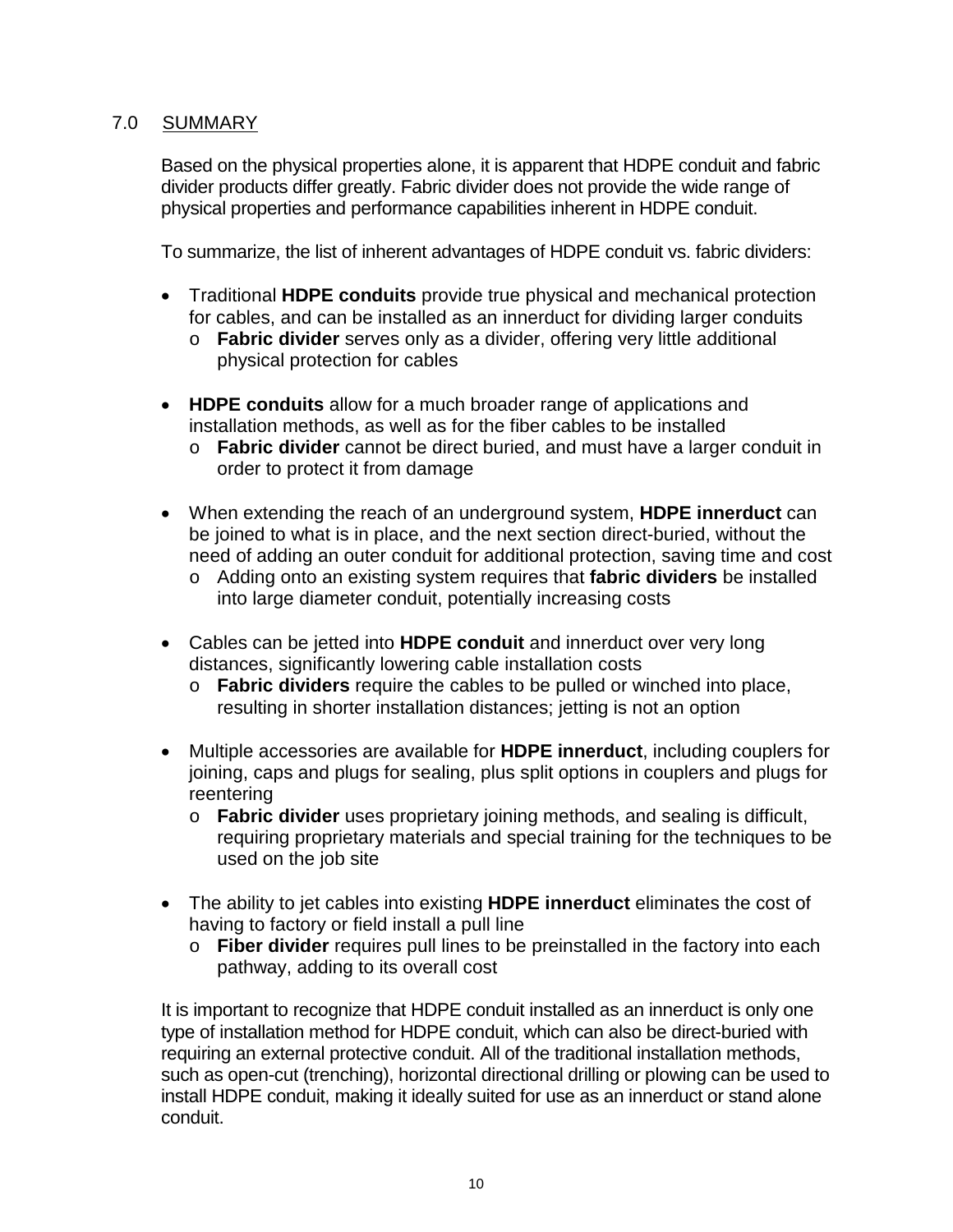## 7.0 SUMMARY

Based on the physical properties alone, it is apparent that HDPE conduit and fabric divider products differ greatly. Fabric divider does not provide the wide range of physical properties and performance capabilities inherent in HDPE conduit.

To summarize, the list of inherent advantages of HDPE conduit vs. fabric dividers:

- Traditional **HDPE conduits** provide true physical and mechanical protection for cables, and can be installed as an innerduct for dividing larger conduits
  - **Fabric divider** serves only as a divider, offering very little additional physical protection for cables

- **HDPE conduits** allow for a much broader range of applications and installation methods, as well as for the fiber cables to be installed
  - **Fabric divider** cannot be direct buried, and must have a larger conduit in order to protect it from damage

- When extending the reach of an underground system, **HDPE innerduct** can be joined to what is in place, and the next section direct-buried, without the need of adding an outer conduit for additional protection, saving time and cost
  - Adding onto an existing system requires that **fabric dividers** be installed into large diameter conduit, potentially increasing costs

- Cables can be jetted into **HDPE conduit** and innerduct over very long distances, significantly lowering cable installation costs
  - **Fabric dividers** require the cables to be pulled or winched into place, resulting in shorter installation distances; jetting is not an option

- Multiple accessories are available for **HDPE innerduct**, including couplers for joining, caps and plugs for sealing, plus split options in couplers and plugs for reentering
  - **Fabric divider** uses proprietary joining methods, and sealing is difficult, requiring proprietary materials and special training for the techniques to be used on the job site

- The ability to jet cables into existing **HDPE innerduct** eliminates the cost of having to factory or field install a pull line
  - **Fiber divider** requires pull lines to be preinstalled in the factory into each pathway, adding to its overall cost

It is important to recognize that HDPE conduit installed as an innerduct is only one type of installation method for HDPE conduit, which can also be direct-buried with requiring an external protective conduit. All of the traditional installation methods, such as open-cut (trenching), horizontal directional drilling or plowing can be used to install HDPE conduit, making it ideally suited for use as an innerduct or stand alone conduit.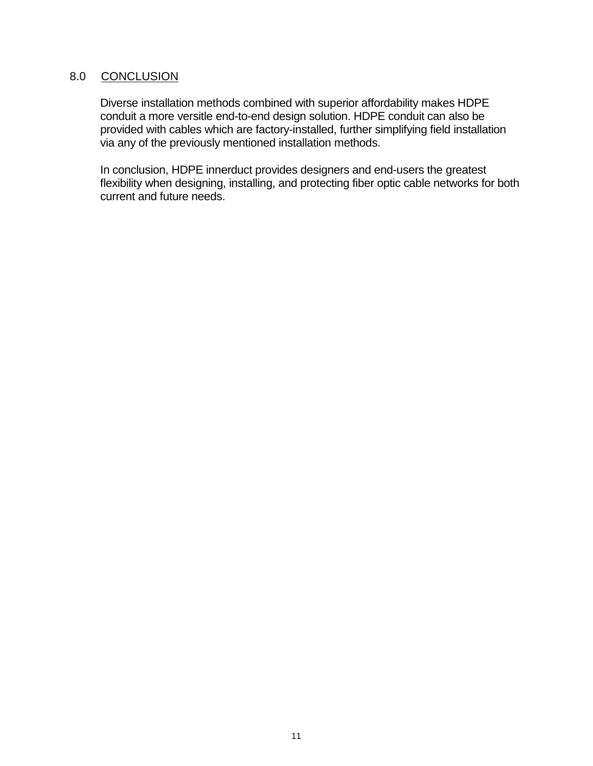## 8.0 CONCLUSION

Diverse installation methods combined with superior affordability makes HDPE conduit a more versitile end-to-end design solution. HDPE conduit can also be provided with cables which are factory-installed, further simplifying field installation via any of the previously mentioned installation methods.

In conclusion, HDPE innerduct provides designers and end-users the greatest flexibility when designing, installing, and protecting fiber optic cable networks for both current and future needs.